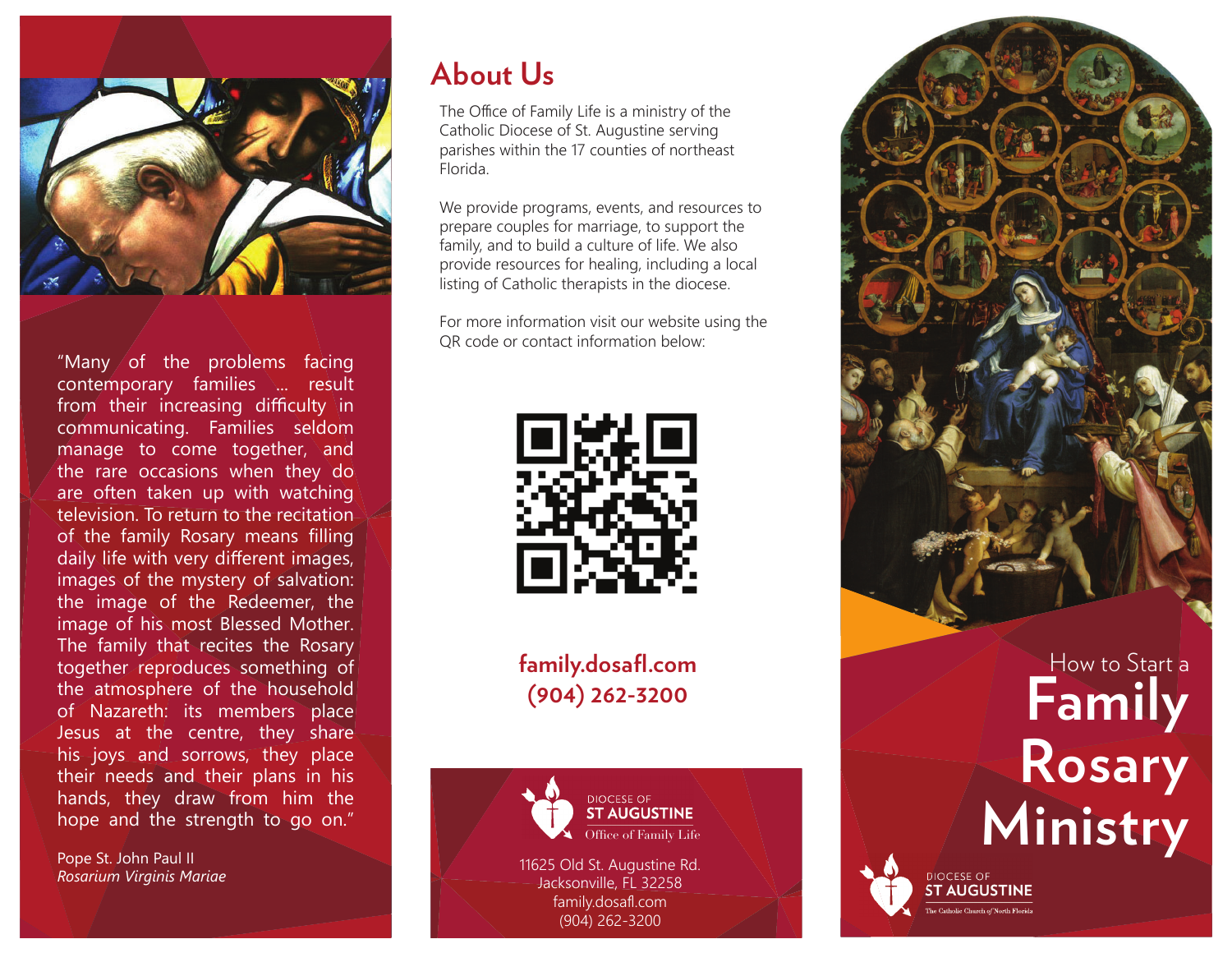"Many of the problems facing contemporary families ... result from their increasing difficulty in communicating. Families seldom manage to come together, and the rare occasions when they do are often taken up with watching television. To return to the recitation of the family Rosary means filling daily life with very different images, images of the mystery of salvation: the image of the Redeemer, the image of his most Blessed Mother. The family that recites the Rosary together reproduces something of the atmosphere of the household of Nazareth: its members place Jesus at the centre, they share his joys and sorrows, they place their needs and their plans in his hands, they draw from him the hope and the strength to go on."

Pope St. John Paul II
*Rosarium Virginis Mariae*

## About Us

The Office of Family Life is a ministry of the Catholic Diocese of St. Augustine serving parishes within the 17 counties of northeast Florida.

We provide programs, events, and resources to prepare couples for marriage, to support the family, and to build a culture of life. We also provide resources for healing, including a local listing of Catholic therapists in the diocese.

For more information visit our website using the QR code or contact information below:

**family.dosafl.com**
**(904) 262-3200**

DIOCESE OF
ST AUGUSTINE
Office of Family Life

11625 Old St. Augustine Rd.
Jacksonville, FL 32258
family.dosafl.com
(904) 262-3200

How to Start a

# Family Rosary Ministry

DIOCESE OF
ST AUGUSTINE
The Catholic Church of North Florida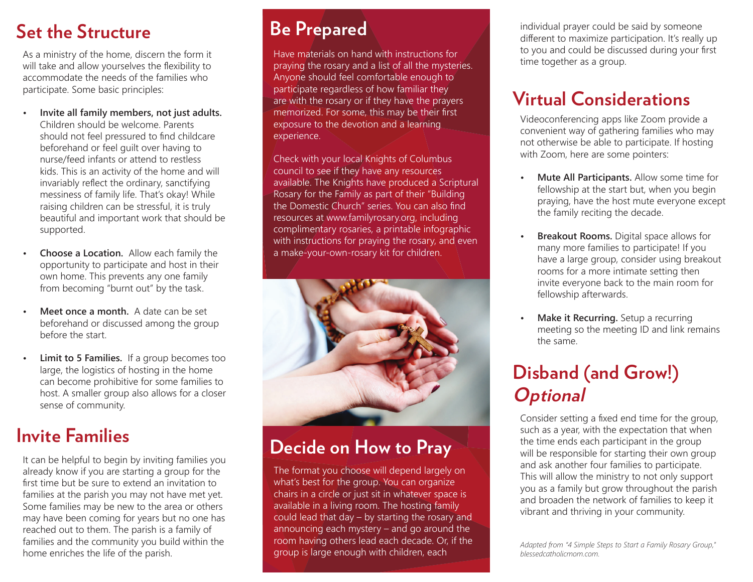## Set the Structure

As a ministry of the home, discern the form it will take and allow yourselves the flexibility to accommodate the needs of the families who participate. Some basic principles:

- **Invite all family members, not just adults.** Children should be welcome. Parents should not feel pressured to find childcare beforehand or feel guilt over having to nurse/feed infants or attend to restless kids. This is an activity of the home and will invariably reflect the ordinary, sanctifying messiness of family life. That's okay! While raising children can be stressful, it is truly beautiful and important work that should be supported.
- **Choose a Location.** Allow each family the opportunity to participate and host in their own home. This prevents any one family from becoming "burnt out" by the task.
- **Meet once a month.** A date can be set beforehand or discussed among the group before the start.
- **Limit to 5 Families.** If a group becomes too large, the logistics of hosting in the home can become prohibitive for some families to host. A smaller group also allows for a closer sense of community.

## Invite Families

It can be helpful to begin by inviting families you already know if you are starting a group for the first time but be sure to extend an invitation to families at the parish you may not have met yet. Some families may be new to the area or others may have been coming for years but no one has reached out to them. The parish is a family of families and the community you build within the home enriches the life of the parish.

## Be Prepared

Have materials on hand with instructions for praying the rosary and a list of all the mysteries. Anyone should feel comfortable enough to participate regardless of how familiar they are with the rosary or if they have the prayers memorized. For some, this may be their first exposure to the devotion and a learning experience.

Check with your local Knights of Columbus council to see if they have any resources available. The Knights have produced a Scriptural Rosary for the Family as part of their "Building the Domestic Church" series. You can also find resources at www.familyrosary.org, including complimentary rosaries, a printable infographic with instructions for praying the rosary, and even a make-your-own-rosary kit for children.

## Decide on How to Pray

The format you choose will depend largely on what's best for the group. You can organize chairs in a circle or just sit in whatever space is available in a living room. The hosting family could lead that day – by starting the rosary and announcing each mystery – and go around the room having others lead each decade. Or, if the group is large enough with children, each individual prayer could be said by someone different to maximize participation. It's really up to you and could be discussed during your first time together as a group.

## Virtual Considerations

Videoconferencing apps like Zoom provide a convenient way of gathering families who may not otherwise be able to participate. If hosting with Zoom, here are some pointers:

- **Mute All Participants.** Allow some time for fellowship at the start but, when you begin praying, have the host mute everyone except the family reciting the decade.
- **Breakout Rooms.** Digital space allows for many more families to participate! If you have a large group, consider using breakout rooms for a more intimate setting then invite everyone back to the main room for fellowship afterwards.
- **Make it Recurring.** Setup a recurring meeting so the meeting ID and link remains the same.

## Disband (and Grow!) *Optional*

Consider setting a fixed end time for the group, such as a year, with the expectation that when the time ends each participant in the group will be responsible for starting their own group and ask another four families to participate. This will allow the ministry to not only support you as a family but grow throughout the parish and broaden the network of families to keep it vibrant and thriving in your community.

*Adapted from "4 Simple Steps to Start a Family Rosary Group," blessedcatholicmom.com.*